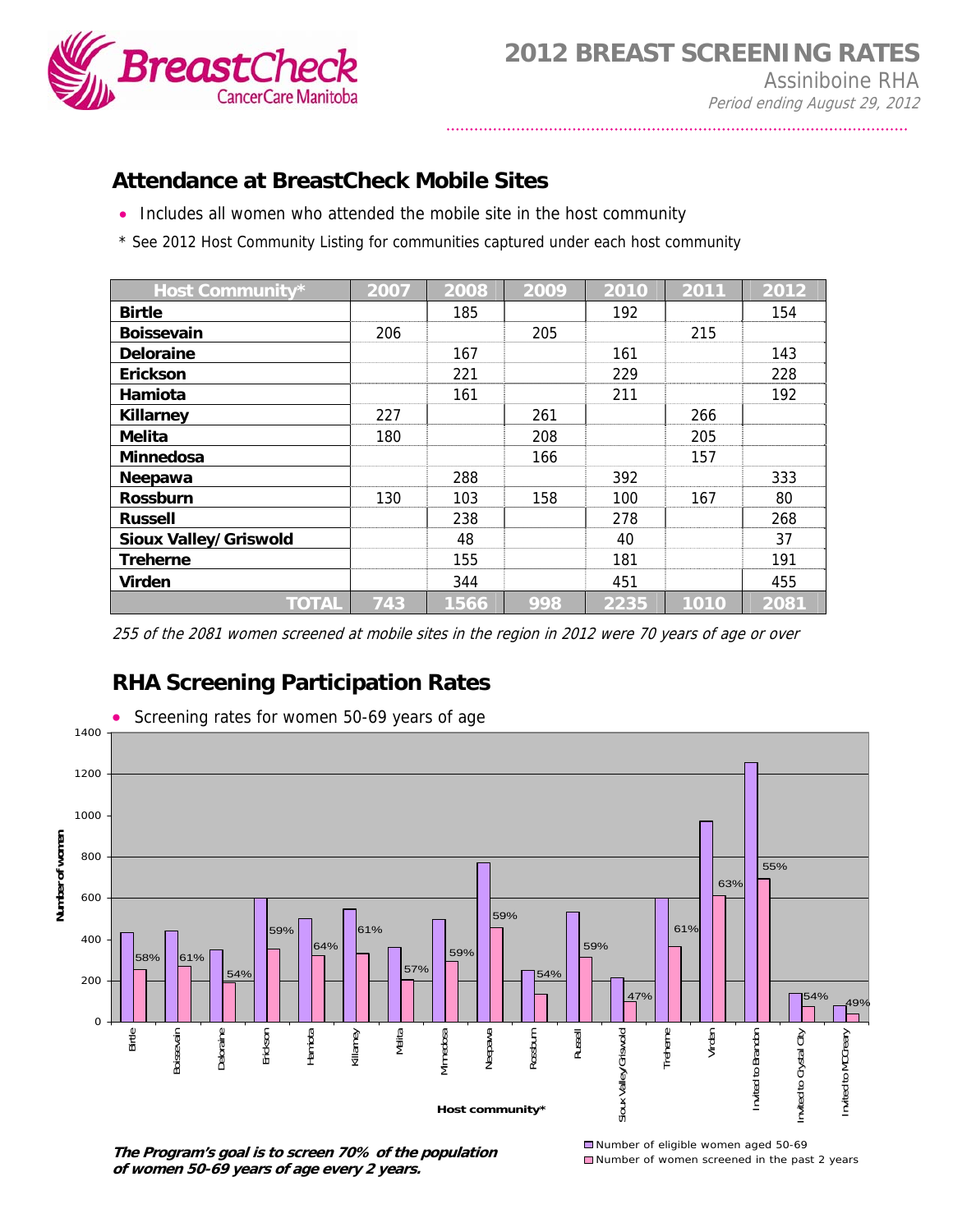# 2012 BREAST SCREENING RATES

Assiniboine RHA

*Period ending August 29, 2012*

## Attendance at BreastCheck Mobile Sites

- Includes all women who attended the mobile site in the host community

\* See 2012 Host Community Listing for communities captured under each host community

| Host Community* | 2007 | 2008 | 2009 | 2010 | 2011 | 2012 |
|---|---|---|---|---|---|---|
| **Birtle** | | 185 | | 192 | | 154 |
| **Boissevain** | 206 | | 205 | | 215 | |
| **Deloraine** | | 167 | | 161 | | 143 |
| **Erickson** | | 221 | | 229 | | 228 |
| **Hamiota** | | 161 | | 211 | | 192 |
| **Killarney** | 227 | | 261 | | 266 | |
| **Melita** | 180 | | 208 | | 205 | |
| **Minnedosa** | | | 166 | | 157 | |
| **Neepawa** | | 288 | | 392 | | 333 |
| **Rossburn** | 130 | 103 | 158 | 100 | 167 | 80 |
| **Russell** | | 238 | | 278 | | 268 |
| **Sioux Valley/Griswold** | | 48 | | 40 | | 37 |
| **Treherne** | | 155 | | 181 | | 191 |
| **Virden** | | 344 | | 451 | | 455 |
| **TOTAL** | 743 | 1566 | 998 | 2235 | 1010 | 2081 |

*255 of the 2081 women screened at mobile sites in the region in 2012 were 70 years of age or over*

## RHA Screening Participation Rates

- Screening rates for women 50-69 years of age

| Host community* | Screening rate |
|---|---|
| Birtle | 58% |
| Boissevain | 61% |
| Deloraine | 54% |
| Erickson | 59% |
| Hamiota | 64% |
| Killarney | 61% |
| Melita | 57% |
| Minnedosa | 59% |
| Neepawa | 59% |
| Rossburn | 54% |
| Russell | 59% |
| Sioux Valley/Griswold | 47% |
| Treherne | 61% |
| Virden | 63% |
| Invited to Brandon | 55% |
| Invited to Crystal City | 54% |
| Invited to MCCreary | 49% |

Number of women (y-axis); Host community* (x-axis)

Legend: Number of eligible women aged 50-69; Number of women screened in the past 2 years

***The Program's goal is to screen 70% of the population of women 50-69 years of age every 2 years.***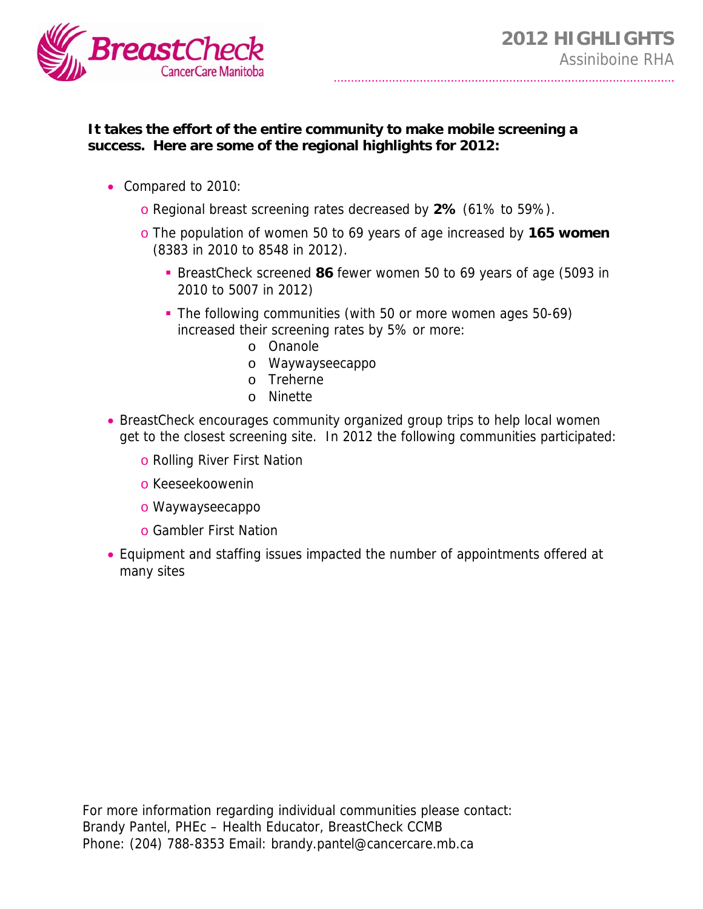# 2012 HIGHLIGHTS

Assiniboine RHA

**It takes the effort of the entire community to make mobile screening a success. Here are some of the regional highlights for 2012:**

- Compared to 2010:
  - Regional breast screening rates decreased by **2%** (61% to 59%).
  - The population of women 50 to 69 years of age increased by **165 women** (8383 in 2010 to 8548 in 2012).
    - BreastCheck screened **86** fewer women 50 to 69 years of age (5093 in 2010 to 5007 in 2012)
    - The following communities (with 50 or more women ages 50-69) increased their screening rates by 5% or more:
      - Onanole
      - Waywayseecappo
      - Treherne
      - Ninette
- BreastCheck encourages community organized group trips to help local women get to the closest screening site. In 2012 the following communities participated:
  - Rolling River First Nation
  - Keeseekoowenin
  - Waywayseecappo
  - Gambler First Nation
- Equipment and staffing issues impacted the number of appointments offered at many sites

For more information regarding individual communities please contact:
Brandy Pantel, PHEc – Health Educator, BreastCheck CCMB
Phone: (204) 788-8353 Email: brandy.pantel@cancercare.mb.ca